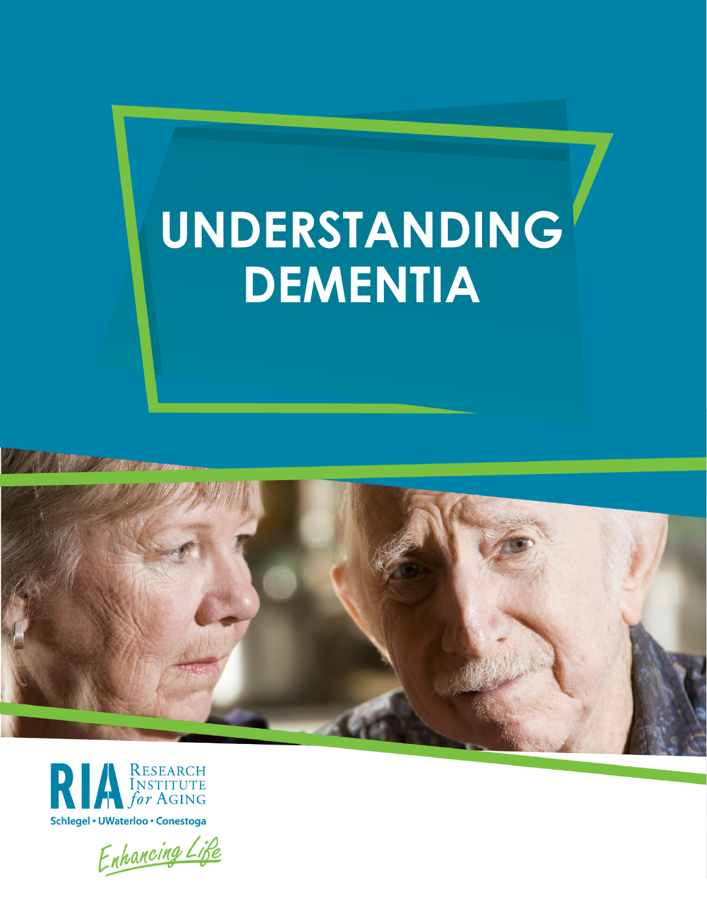# UNDERSTANDING DEMENTIA

RIA Research Institute *for* Aging

Schlegel • UWaterloo • Conestoga

*Enhancing Life*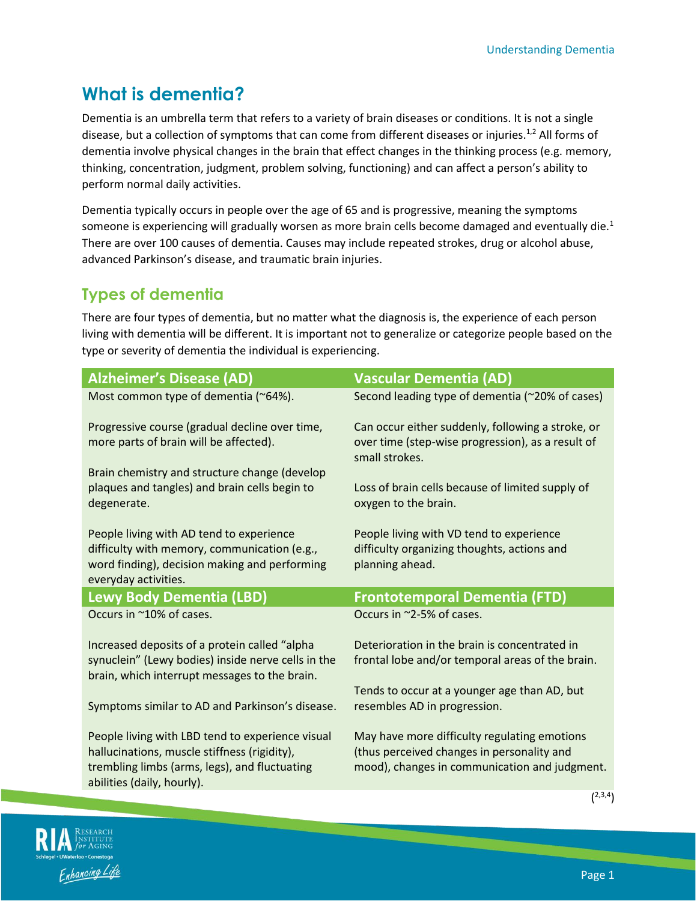# What is dementia?

Dementia is an umbrella term that refers to a variety of brain diseases or conditions. It is not a single disease, but a collection of symptoms that can come from different diseases or injuries.[1,2] All forms of dementia involve physical changes in the brain that effect changes in the thinking process (e.g. memory, thinking, concentration, judgment, problem solving, functioning) and can affect a person's ability to perform normal daily activities.

Dementia typically occurs in people over the age of 65 and is progressive, meaning the symptoms someone is experiencing will gradually worsen as more brain cells become damaged and eventually die.[1] There are over 100 causes of dementia. Causes may include repeated strokes, drug or alcohol abuse, advanced Parkinson's disease, and traumatic brain injuries.

## Types of dementia

There are four types of dementia, but no matter what the diagnosis is, the experience of each person living with dementia will be different. It is important not to generalize or categorize people based on the type or severity of dementia the individual is experiencing.

| Alzheimer's Disease (AD) | Vascular Dementia (AD) |
|---|---|
| Most common type of dementia (~64%). | Second leading type of dementia (~20% of cases) |
| Progressive course (gradual decline over time, more parts of brain will be affected). | Can occur either suddenly, following a stroke, or over time (step-wise progression), as a result of small strokes. |
| Brain chemistry and structure change (develop plaques and tangles) and brain cells begin to degenerate. | Loss of brain cells because of limited supply of oxygen to the brain. |
| People living with AD tend to experience difficulty with memory, communication (e.g., word finding), decision making and performing everyday activities. | People living with VD tend to experience difficulty organizing thoughts, actions and planning ahead. |
| **Lewy Body Dementia (LBD)** | **Frontotemporal Dementia (FTD)** |
| Occurs in ~10% of cases. | Occurs in ~2-5% of cases. |
| Increased deposits of a protein called "alpha synuclein" (Lewy bodies) inside nerve cells in the brain, which interrupt messages to the brain. | Deterioration in the brain is concentrated in frontal lobe and/or temporal areas of the brain. |
| Symptoms similar to AD and Parkinson's disease. | Tends to occur at a younger age than AD, but resembles AD in progression. |
| People living with LBD tend to experience visual hallucinations, muscle stiffness (rigidity), trembling limbs (arms, legs), and fluctuating abilities (daily, hourly). | May have more difficulty regulating emotions (thus perceived changes in personality and mood), changes in communication and judgment. |

([2,3,4])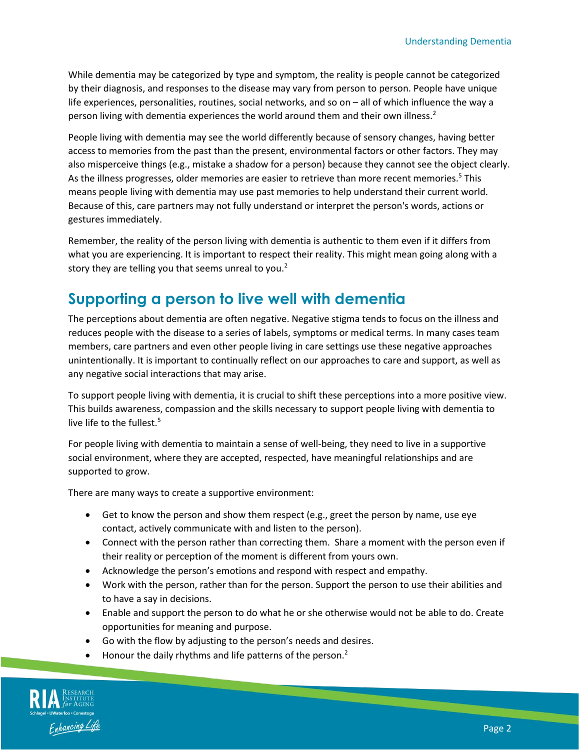While dementia may be categorized by type and symptom, the reality is people cannot be categorized by their diagnosis, and responses to the disease may vary from person to person. People have unique life experiences, personalities, routines, social networks, and so on – all of which influence the way a person living with dementia experiences the world around them and their own illness.[2]

People living with dementia may see the world differently because of sensory changes, having better access to memories from the past than the present, environmental factors or other factors. They may also misperceive things (e.g., mistake a shadow for a person) because they cannot see the object clearly. As the illness progresses, older memories are easier to retrieve than more recent memories.[5] This means people living with dementia may use past memories to help understand their current world. Because of this, care partners may not fully understand or interpret the person's words, actions or gestures immediately.

Remember, the reality of the person living with dementia is authentic to them even if it differs from what you are experiencing. It is important to respect their reality. This might mean going along with a story they are telling you that seems unreal to you.[2]

## Supporting a person to live well with dementia

The perceptions about dementia are often negative. Negative stigma tends to focus on the illness and reduces people with the disease to a series of labels, symptoms or medical terms. In many cases team members, care partners and even other people living in care settings use these negative approaches unintentionally. It is important to continually reflect on our approaches to care and support, as well as any negative social interactions that may arise.

To support people living with dementia, it is crucial to shift these perceptions into a more positive view. This builds awareness, compassion and the skills necessary to support people living with dementia to live life to the fullest.[5]

For people living with dementia to maintain a sense of well-being, they need to live in a supportive social environment, where they are accepted, respected, have meaningful relationships and are supported to grow.

There are many ways to create a supportive environment:

- Get to know the person and show them respect (e.g., greet the person by name, use eye contact, actively communicate with and listen to the person).
- Connect with the person rather than correcting them. Share a moment with the person even if their reality or perception of the moment is different from yours own.
- Acknowledge the person's emotions and respond with respect and empathy.
- Work with the person, rather than for the person. Support the person to use their abilities and to have a say in decisions.
- Enable and support the person to do what he or she otherwise would not be able to do. Create opportunities for meaning and purpose.
- Go with the flow by adjusting to the person's needs and desires.
- Honour the daily rhythms and life patterns of the person.[2]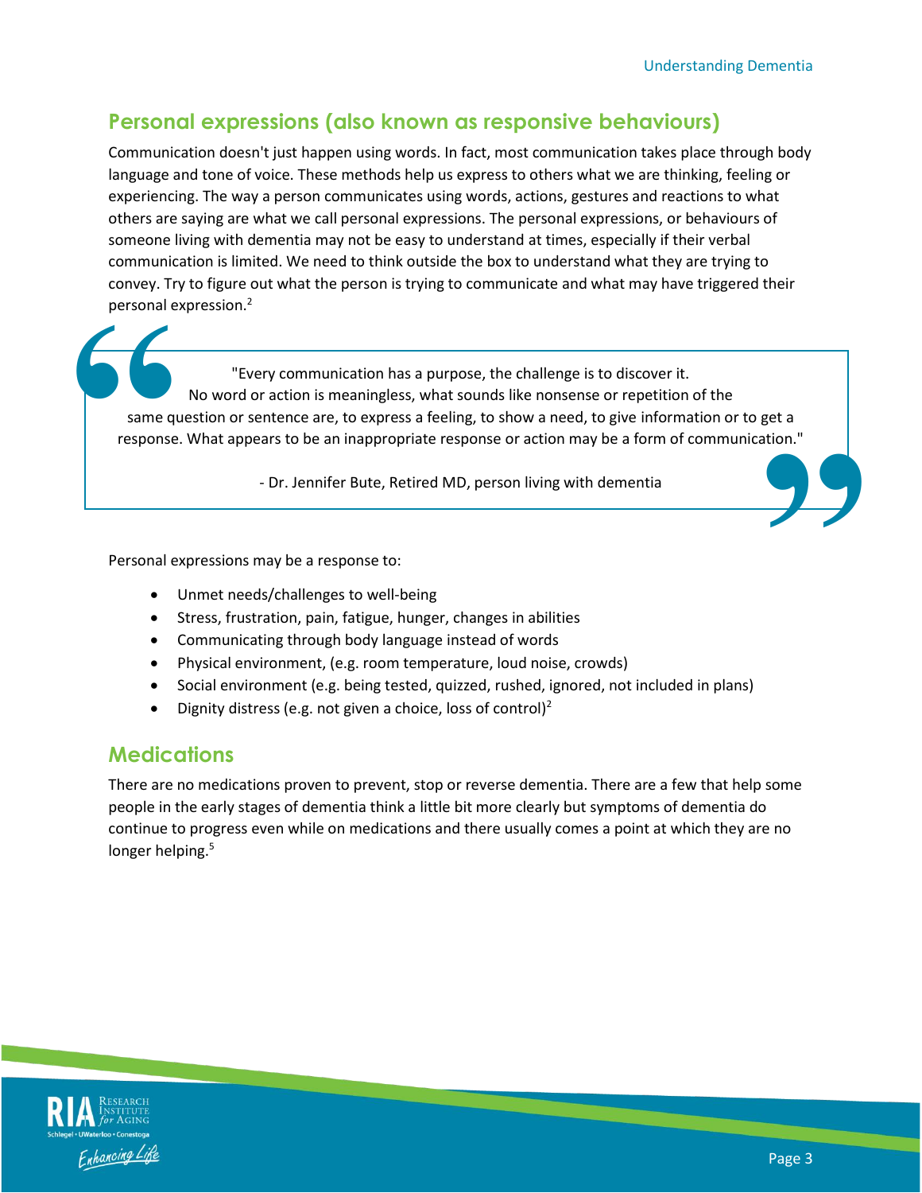## Personal expressions (also known as responsive behaviours)

Communication doesn't just happen using words. In fact, most communication takes place through body language and tone of voice. These methods help us express to others what we are thinking, feeling or experiencing. The way a person communicates using words, actions, gestures and reactions to what others are saying are what we call personal expressions. The personal expressions, or behaviours of someone living with dementia may not be easy to understand at times, especially if their verbal communication is limited. We need to think outside the box to understand what they are trying to convey. Try to figure out what the person is trying to communicate and what may have triggered their personal expression.[2]

> "Every communication has a purpose, the challenge is to discover it. No word or action is meaningless, what sounds like nonsense or repetition of the same question or sentence are, to express a feeling, to show a need, to give information or to get a response. What appears to be an inappropriate response or action may be a form of communication."
>
> \- Dr. Jennifer Bute, Retired MD, person living with dementia

Personal expressions may be a response to:

- Unmet needs/challenges to well-being
- Stress, frustration, pain, fatigue, hunger, changes in abilities
- Communicating through body language instead of words
- Physical environment, (e.g. room temperature, loud noise, crowds)
- Social environment (e.g. being tested, quizzed, rushed, ignored, not included in plans)
- Dignity distress (e.g. not given a choice, loss of control)[2]

## Medications

There are no medications proven to prevent, stop or reverse dementia. There are a few that help some people in the early stages of dementia think a little bit more clearly but symptoms of dementia do continue to progress even while on medications and there usually comes a point at which they are no longer helping.[5]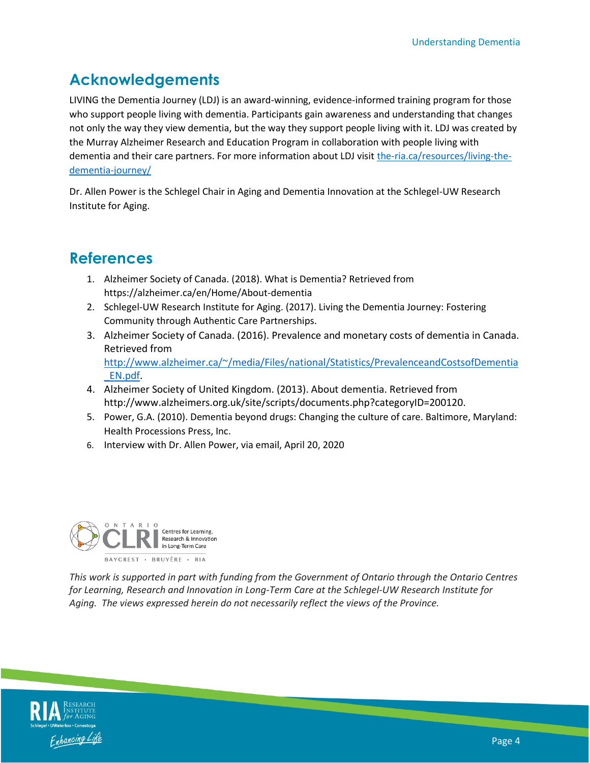## Acknowledgements

LIVING the Dementia Journey (LDJ) is an award-winning, evidence-informed training program for those who support people living with dementia. Participants gain awareness and understanding that changes not only the way they view dementia, but the way they support people living with it. LDJ was created by the Murray Alzheimer Research and Education Program in collaboration with people living with dementia and their care partners. For more information about LDJ visit [the-ria.ca/resources/living-the-dementia-journey/](the-ria.ca/resources/living-the-dementia-journey/)

Dr. Allen Power is the Schlegel Chair in Aging and Dementia Innovation at the Schlegel-UW Research Institute for Aging.

## References

1. Alzheimer Society of Canada. (2018). What is Dementia? Retrieved from https://alzheimer.ca/en/Home/About-dementia
2. Schlegel-UW Research Institute for Aging. (2017). Living the Dementia Journey: Fostering Community through Authentic Care Partnerships.
3. Alzheimer Society of Canada. (2016). Prevalence and monetary costs of dementia in Canada. Retrieved from [http://www.alzheimer.ca/~/media/Files/national/Statistics/PrevalenceandCostsofDementia_EN.pdf](http://www.alzheimer.ca/~/media/Files/national/Statistics/PrevalenceandCostsofDementia_EN.pdf).
4. Alzheimer Society of United Kingdom. (2013). About dementia. Retrieved from http://www.alzheimers.org.uk/site/scripts/documents.php?categoryID=200120.
5. Power, G.A. (2010). Dementia beyond drugs: Changing the culture of care. Baltimore, Maryland: Health Processions Press, Inc.
6. Interview with Dr. Allen Power, via email, April 20, 2020

ONTARIO CLRI Centres for Learning, Research & Innovation in Long-Term Care

BAYCREST • BRUYÈRE • RIA

*This work is supported in part with funding from the Government of Ontario through the Ontario Centres for Learning, Research and Innovation in Long-Term Care at the Schlegel-UW Research Institute for Aging. The views expressed herein do not necessarily reflect the views of the Province.*

RIA Research Institute for Aging

Schlegel • UWaterloo • Conestoga

Enhancing Life